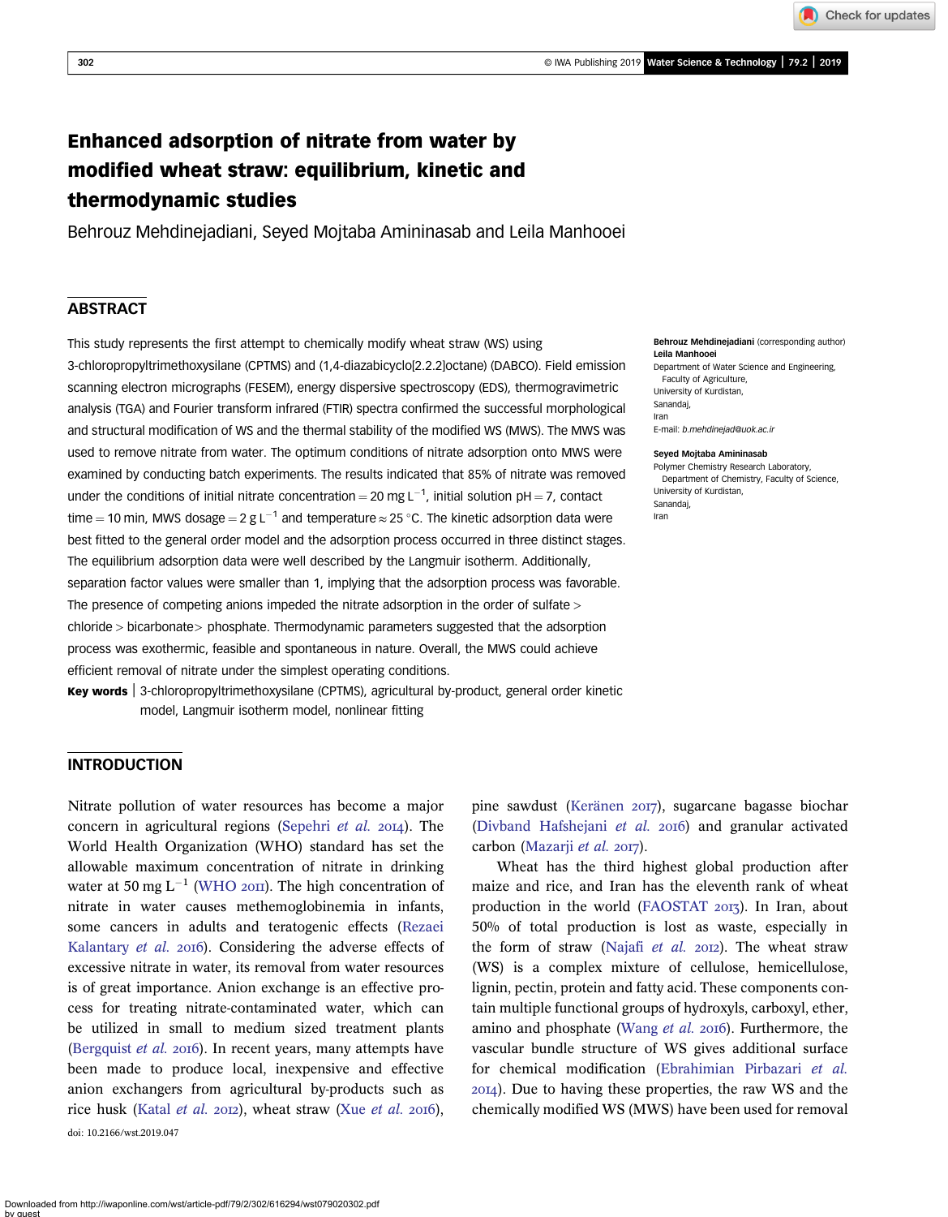# Enhanced adsorption of nitrate from water by modified wheat straw: equilibrium, kinetic and thermodynamic studies

Behrouz Mehdinejadiani, Seyed Mojtaba Amininasab and Leila Manhooei

## ABSTRACT

This study represents the first attempt to chemically modify wheat straw (WS) using 3-chloropropyltrimethoxysilane (CPTMS) and (1,4-diazabicyclo[2.2.2]octane) (DABCO). Field emission scanning electron micrographs (FESEM), energy dispersive spectroscopy (EDS), thermogravimetric analysis (TGA) and Fourier transform infrared (FTIR) spectra confirmed the successful morphological and structural modification of WS and the thermal stability of the modified WS (MWS). The MWS was used to remove nitrate from water. The optimum conditions of nitrate adsorption onto MWS were examined by conducting batch experiments. The results indicated that 85% of nitrate was removed under the conditions of initial nitrate concentration = 20 mg $L^{-1}$, initial solution pH = 7, contact time = 10 min, MWS dosage = 2 g $L^{-1}$ and temperature ≈ 25 °C. The kinetic adsorption data were best fitted to the general order model and the adsorption process occurred in three distinct stages. The equilibrium adsorption data were well described by the Langmuir isotherm. Additionally, separation factor values were smaller than 1, implying that the adsorption process was favorable. The presence of competing anions impeded the nitrate adsorption in the order of sulfate > chloride > bicarbonate > phosphate. Thermodynamic parameters suggested that the adsorption process was exothermic, feasible and spontaneous in nature. Overall, the MWS could achieve efficient removal of nitrate under the simplest operating conditions.

**Key words** | 3-chloropropyltrimethoxysilane (CPTMS), agricultural by-product, general order kinetic model, Langmuir isotherm model, nonlinear fitting

**Behrouz Mehdinejadiani** (corresponding author)
**Leila Manhooei**
Department of Water Science and Engineering, Faculty of Agriculture, University of Kurdistan, Sanandaj, Iran
E-mail: *b.mehdinejad@uok.ac.ir*

**Seyed Mojtaba Amininasab**
Polymer Chemistry Research Laboratory, Department of Chemistry, Faculty of Science, University of Kurdistan, Sanandaj, Iran

## INTRODUCTION

Nitrate pollution of water resources has become a major concern in agricultural regions (Sepehri *et al.* 2014). The World Health Organization (WHO) standard has set the allowable maximum concentration of nitrate in drinking water at 50 mg $L^{-1}$ (WHO 2011). The high concentration of nitrate in water causes methemoglobinemia in infants, some cancers in adults and teratogenic effects (Rezaei Kalantary *et al.* 2016). Considering the adverse effects of excessive nitrate in water, its removal from water resources is of great importance. Anion exchange is an effective process for treating nitrate-contaminated water, which can be utilized in small to medium sized treatment plants (Bergquist *et al.* 2016). In recent years, many attempts have been made to produce local, inexpensive and effective anion exchangers from agricultural by-products such as rice husk (Katal *et al.* 2012), wheat straw (Xue *et al.* 2016), pine sawdust (Keränen 2017), sugarcane bagasse biochar (Divband Hafshejani *et al.* 2016) and granular activated carbon (Mazarji *et al.* 2017).

Wheat has the third highest global production after maize and rice, and Iran has the eleventh rank of wheat production in the world (FAOSTAT 2013). In Iran, about 50% of total production is lost as waste, especially in the form of straw (Najafi *et al.* 2012). The wheat straw (WS) is a complex mixture of cellulose, hemicellulose, lignin, pectin, protein and fatty acid. These components contain multiple functional groups of hydroxyls, carboxyl, ether, amino and phosphate (Wang *et al.* 2016). Furthermore, the vascular bundle structure of WS gives additional surface for chemical modification (Ebrahimian Pirbazari *et al.* 2014). Due to having these properties, the raw WS and the chemically modified WS (MWS) have been used for removal

doi: 10.2166/wst.2019.047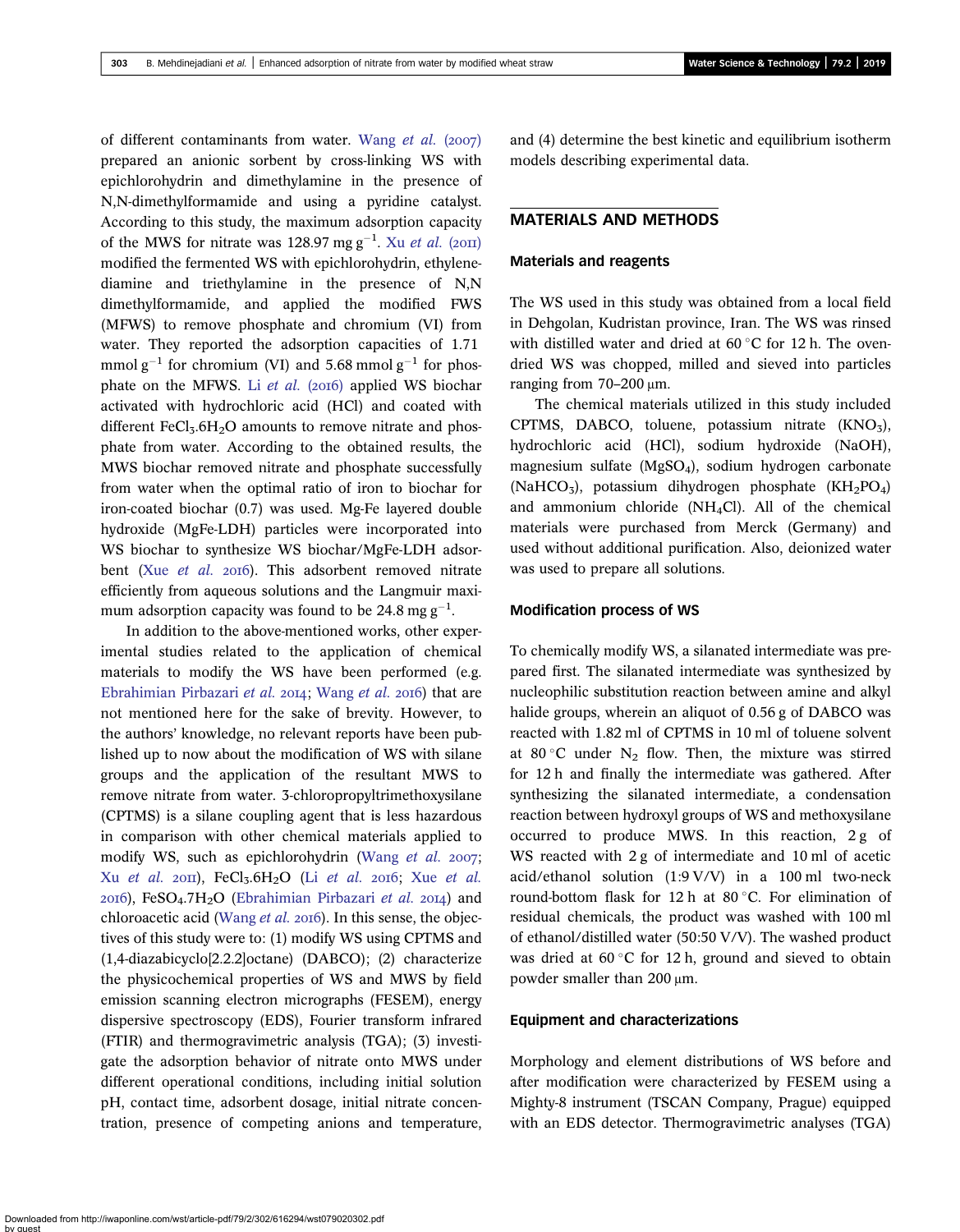of different contaminants from water. Wang *et al.* (2007) prepared an anionic sorbent by cross-linking WS with epichlorohydrin and dimethylamine in the presence of N,N-dimethylformamide and using a pyridine catalyst. According to this study, the maximum adsorption capacity of the MWS for nitrate was 128.97 mg $g^{-1}$. Xu *et al.* (2011) modified the fermented WS with epichlorohydrin, ethylenediamine and triethylamine in the presence of N,N dimethylformamide, and applied the modified FWS (MFWS) to remove phosphate and chromium (VI) from water. They reported the adsorption capacities of 1.71 mmol $g^{-1}$ for chromium (VI) and 5.68 mmol $g^{-1}$ for phosphate on the MFWS. Li *et al.* (2016) applied WS biochar activated with hydrochloric acid (HCl) and coated with different $FeCl_3.6H_2O$ amounts to remove nitrate and phosphate from water. According to the obtained results, the MWS biochar removed nitrate and phosphate successfully from water when the optimal ratio of iron to biochar for iron-coated biochar (0.7) was used. Mg-Fe layered double hydroxide (MgFe-LDH) particles were incorporated into WS biochar to synthesize WS biochar/MgFe-LDH adsorbent (Xue *et al.* 2016). This adsorbent removed nitrate efficiently from aqueous solutions and the Langmuir maximum adsorption capacity was found to be 24.8 mg $g^{-1}$.

In addition to the above-mentioned works, other experimental studies related to the application of chemical materials to modify the WS have been performed (e.g. Ebrahimian Pirbazari *et al.* 2014; Wang *et al.* 2016) that are not mentioned here for the sake of brevity. However, to the authors' knowledge, no relevant reports have been published up to now about the modification of WS with silane groups and the application of the resultant MWS to remove nitrate from water. 3-chloropropyltrimethoxysilane (CPTMS) is a silane coupling agent that is less hazardous in comparison with other chemical materials applied to modify WS, such as epichlorohydrin (Wang *et al.* 2007; Xu *et al.* 2011), $FeCl_3.6H_2O$ (Li *et al.* 2016; Xue *et al.* 2016), $FeSO_4.7H_2O$ (Ebrahimian Pirbazari *et al.* 2014) and chloroacetic acid (Wang *et al.* 2016). In this sense, the objectives of this study were to: (1) modify WS using CPTMS and (1,4-diazabicyclo[2.2.2]octane) (DABCO); (2) characterize the physicochemical properties of WS and MWS by field emission scanning electron micrographs (FESEM), energy dispersive spectroscopy (EDS), Fourier transform infrared (FTIR) and thermogravimetric analysis (TGA); (3) investigate the adsorption behavior of nitrate onto MWS under different operational conditions, including initial solution pH, contact time, adsorbent dosage, initial nitrate concentration, presence of competing anions and temperature, and (4) determine the best kinetic and equilibrium isotherm models describing experimental data.

## MATERIALS AND METHODS

### Materials and reagents

The WS used in this study was obtained from a local field in Dehgolan, Kudristan province, Iran. The WS was rinsed with distilled water and dried at 60 °C for 12 h. The oven-dried WS was chopped, milled and sieved into particles ranging from 70–200 μm.

The chemical materials utilized in this study included CPTMS, DABCO, toluene, potassium nitrate ($KNO_3$), hydrochloric acid (HCl), sodium hydroxide (NaOH), magnesium sulfate ($MgSO_4$), sodium hydrogen carbonate ($NaHCO_3$), potassium dihydrogen phosphate ($KH_2PO_4$) and ammonium chloride ($NH_4Cl$). All of the chemical materials were purchased from Merck (Germany) and used without additional purification. Also, deionized water was used to prepare all solutions.

### Modification process of WS

To chemically modify WS, a silanated intermediate was prepared first. The silanated intermediate was synthesized by nucleophilic substitution reaction between amine and alkyl halide groups, wherein an aliquot of 0.56 g of DABCO was reacted with 1.82 ml of CPTMS in 10 ml of toluene solvent at 80 °C under $N_2$ flow. Then, the mixture was stirred for 12 h and finally the intermediate was gathered. After synthesizing the silanated intermediate, a condensation reaction between hydroxyl groups of WS and methoxysilane occurred to produce MWS. In this reaction, 2 g of WS reacted with 2 g of intermediate and 10 ml of acetic acid/ethanol solution (1:9 V/V) in a 100 ml two-neck round-bottom flask for 12 h at 80 °C. For elimination of residual chemicals, the product was washed with 100 ml of ethanol/distilled water (50:50 V/V). The washed product was dried at 60 °C for 12 h, ground and sieved to obtain powder smaller than 200 μm.

### Equipment and characterizations

Morphology and element distributions of WS before and after modification were characterized by FESEM using a Mighty-8 instrument (TSCAN Company, Prague) equipped with an EDS detector. Thermogravimetric analyses (TGA)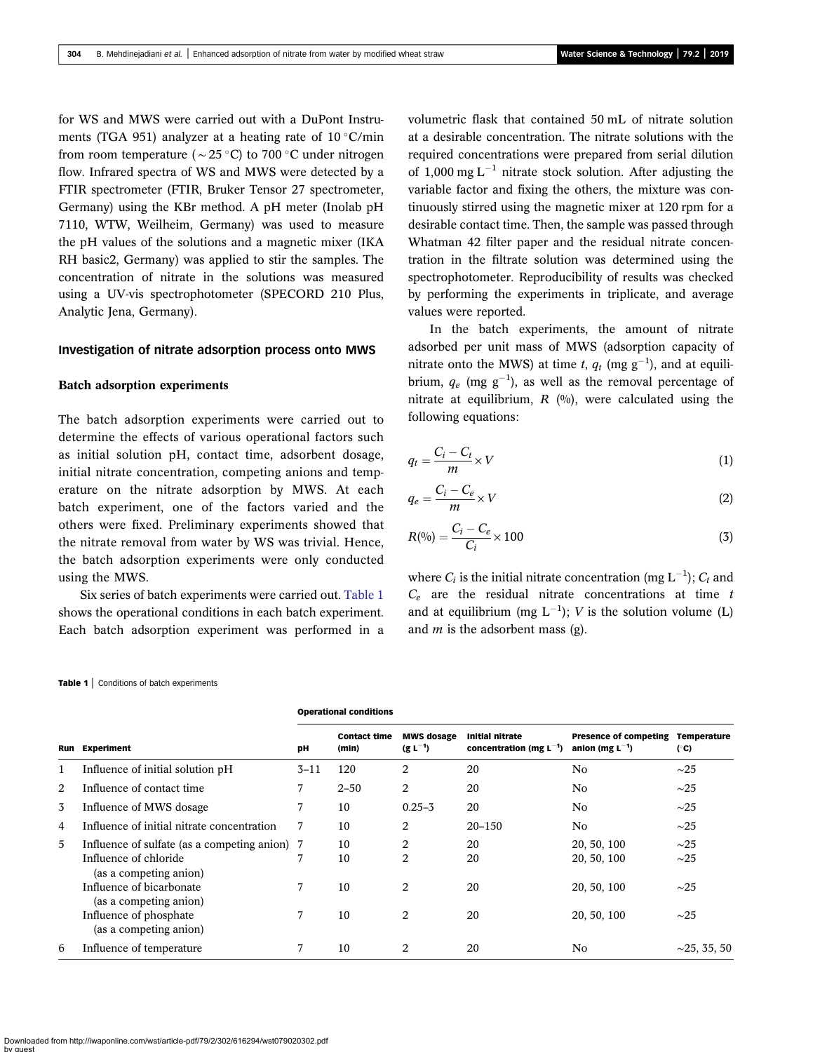for WS and MWS were carried out with a DuPont Instruments (TGA 951) analyzer at a heating rate of 10 °C/min from room temperature (~25 °C) to 700 °C under nitrogen flow. Infrared spectra of WS and MWS were detected by a FTIR spectrometer (FTIR, Bruker Tensor 27 spectrometer, Germany) using the KBr method. A pH meter (Inolab pH 7110, WTW, Weilheim, Germany) was used to measure the pH values of the solutions and a magnetic mixer (IKA RH basic2, Germany) was applied to stir the samples. The concentration of nitrate in the solutions was measured using a UV-vis spectrophotometer (SPECORD 210 Plus, Analytic Jena, Germany).

## Investigation of nitrate adsorption process onto MWS

### Batch adsorption experiments

The batch adsorption experiments were carried out to determine the effects of various operational factors such as initial solution pH, contact time, adsorbent dosage, initial nitrate concentration, competing anions and temperature on the nitrate adsorption by MWS. At each batch experiment, one of the factors varied and the others were fixed. Preliminary experiments showed that the nitrate removal from water by WS was trivial. Hence, the batch adsorption experiments were only conducted using the MWS.

Six series of batch experiments were carried out. Table 1 shows the operational conditions in each batch experiment. Each batch adsorption experiment was performed in a volumetric flask that contained 50 mL of nitrate solution at a desirable concentration. The nitrate solutions with the required concentrations were prepared from serial dilution of 1,000 mg $L^{-1}$ nitrate stock solution. After adjusting the variable factor and fixing the others, the mixture was continuously stirred using the magnetic mixer at 120 rpm for a desirable contact time. Then, the sample was passed through Whatman 42 filter paper and the residual nitrate concentration in the filtrate solution was determined using the spectrophotometer. Reproducibility of results was checked by performing the experiments in triplicate, and average values were reported.

In the batch experiments, the amount of nitrate adsorbed per unit mass of MWS (adsorption capacity of nitrate onto the MWS) at time $t$, $q_t$ (mg $g^{-1}$), and at equilibrium, $q_e$ (mg $g^{-1}$), as well as the removal percentage of nitrate at equilibrium, $R$ (%), were calculated using the following equations:

$$q_t = \frac{C_i - C_t}{m} \times V \tag{1}$$

$$q_e = \frac{C_i - C_e}{m} \times V \tag{2}$$

$$R(\%) = \frac{C_i - C_e}{C_i} \times 100 \tag{3}$$

where $C_i$ is the initial nitrate concentration (mg $L^{-1}$); $C_t$ and $C_e$ are the residual nitrate concentrations at time $t$ and at equilibrium (mg $L^{-1}$); $V$ is the solution volume (L) and $m$ is the adsorbent mass (g).

**Table 1** | Conditions of batch experiments

| | | Operational conditions | | | | | |
|---|---|---|---|---|---|---|---|
| Run | Experiment | pH | Contact time (min) | MWS dosage (g $L^{-1}$) | Initial nitrate concentration (mg $L^{-1}$) | Presence of competing anion (mg $L^{-1}$) | Temperature (°C) |
| 1 | Influence of initial solution pH | 3–11 | 120 | 2 | 20 | No | ~25 |
| 2 | Influence of contact time | 7 | 2–50 | 2 | 20 | No | ~25 |
| 3 | Influence of MWS dosage | 7 | 10 | 0.25–3 | 20 | No | ~25 |
| 4 | Influence of initial nitrate concentration | 7 | 10 | 2 | 20–150 | No | ~25 |
| 5 | Influence of sulfate (as a competing anion) | 7 | 10 | 2 | 20 | 20, 50, 100 | ~25 |
| | Influence of chloride (as a competing anion) | 7 | 10 | 2 | 20 | 20, 50, 100 | ~25 |
| | Influence of bicarbonate (as a competing anion) | 7 | 10 | 2 | 20 | 20, 50, 100 | ~25 |
| | Influence of phosphate (as a competing anion) | 7 | 10 | 2 | 20 | 20, 50, 100 | ~25 |
| 6 | Influence of temperature | 7 | 10 | 2 | 20 | No | ~25, 35, 50 |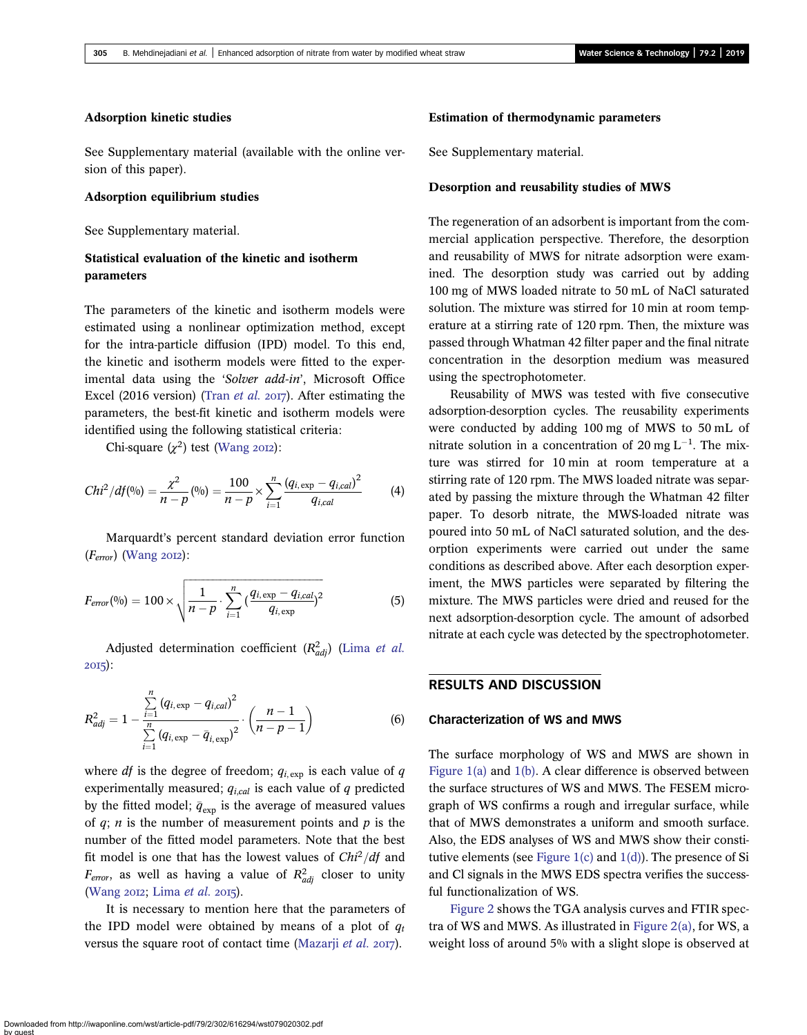### Adsorption kinetic studies

See Supplementary material (available with the online version of this paper).

### Adsorption equilibrium studies

See Supplementary material.

### Statistical evaluation of the kinetic and isotherm parameters

The parameters of the kinetic and isotherm models were estimated using a nonlinear optimization method, except for the intra-particle diffusion (IPD) model. To this end, the kinetic and isotherm models were fitted to the experimental data using the '*Solver add-in*', Microsoft Office Excel (2016 version) (Tran *et al.* 2017). After estimating the parameters, the best-fit kinetic and isotherm models were identified using the following statistical criteria:

Chi-square ($\chi^2$) test (Wang 2012):

$$Chi^2/df(\%) = \frac{\chi^2}{n-p}(\%) = \frac{100}{n-p} \times \sum_{i=1}^{n} \frac{(q_{i,\exp} - q_{i,cal})^2}{q_{i,cal}} \quad (4)$$

Marquardt's percent standard deviation error function ($F_{error}$) (Wang 2012):

$$F_{error}(\%) = 100 \times \sqrt{\frac{1}{n-p} \cdot \sum_{i=1}^{n} \left(\frac{q_{i,\exp} - q_{i,cal}}{q_{i,\exp}}\right)^2} \quad (5)$$

Adjusted determination coefficient ($R^2_{adj}$) (Lima *et al.* 2015):

$$R^2_{adj} = 1 - \frac{\sum_{i=1}^{n} (q_{i,\exp} - q_{i,cal})^2}{\sum_{i=1}^{n} (q_{i,\exp} - \bar{q}_{i,\exp})^2} \cdot \left(\frac{n-1}{n-p-1}\right) \quad (6)$$

where $df$ is the degree of freedom; $q_{i,\exp}$ is each value of $q$ experimentally measured; $q_{i,cal}$ is each value of $q$ predicted by the fitted model; $\bar{q}_{\exp}$ is the average of measured values of $q$; $n$ is the number of measurement points and $p$ is the number of the fitted model parameters. Note that the best fit model is one that has the lowest values of $Chi^2/df$ and $F_{error}$, as well as having a value of $R^2_{adj}$ closer to unity (Wang 2012; Lima *et al.* 2015).

It is necessary to mention here that the parameters of the IPD model were obtained by means of a plot of $q_t$ versus the square root of contact time (Mazarji *et al.* 2017).

### Estimation of thermodynamic parameters

See Supplementary material.

### Desorption and reusability studies of MWS

The regeneration of an adsorbent is important from the commercial application perspective. Therefore, the desorption and reusability of MWS for nitrate adsorption were examined. The desorption study was carried out by adding 100 mg of MWS loaded nitrate to 50 mL of NaCl saturated solution. The mixture was stirred for 10 min at room temperature at a stirring rate of 120 rpm. Then, the mixture was passed through Whatman 42 filter paper and the final nitrate concentration in the desorption medium was measured using the spectrophotometer.

Reusability of MWS was tested with five consecutive adsorption-desorption cycles. The reusability experiments were conducted by adding 100 mg of MWS to 50 mL of nitrate solution in a concentration of 20 mg $L^{-1}$. The mixture was stirred for 10 min at room temperature at a stirring rate of 120 rpm. The MWS loaded nitrate was separated by passing the mixture through the Whatman 42 filter paper. To desorb nitrate, the MWS-loaded nitrate was poured into 50 mL of NaCl saturated solution, and the desorption experiments were carried out under the same conditions as described above. After each desorption experiment, the MWS particles were separated by filtering the mixture. The MWS particles were dried and reused for the next adsorption-desorption cycle. The amount of adsorbed nitrate at each cycle was detected by the spectrophotometer.

## RESULTS AND DISCUSSION

### Characterization of WS and MWS

The surface morphology of WS and MWS are shown in Figure 1(a) and 1(b). A clear difference is observed between the surface structures of WS and MWS. The FESEM micrograph of WS confirms a rough and irregular surface, while that of MWS demonstrates a uniform and smooth surface. Also, the EDS analyses of WS and MWS show their constitutive elements (see Figure 1(c) and 1(d)). The presence of Si and Cl signals in the MWS EDS spectra verifies the successful functionalization of WS.

Figure 2 shows the TGA analysis curves and FTIR spectra of WS and MWS. As illustrated in Figure 2(a), for WS, a weight loss of around 5% with a slight slope is observed at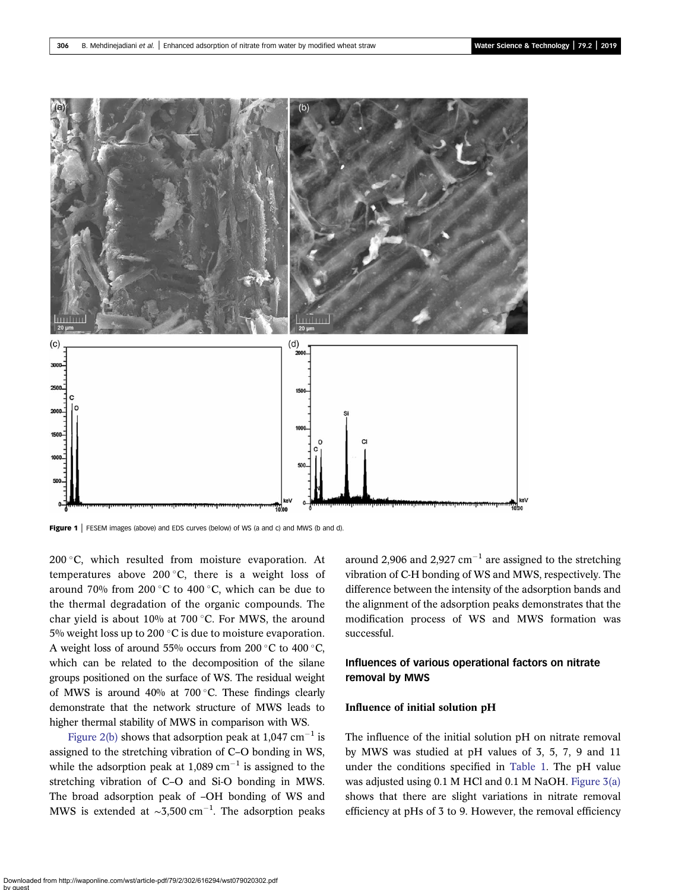Figure 1 | FESEM images (above) and EDS curves (below) of WS (a and c) and MWS (b and d).

200 °C, which resulted from moisture evaporation. At temperatures above 200 °C, there is a weight loss of around 70% from 200 °C to 400 °C, which can be due to the thermal degradation of the organic compounds. The char yield is about 10% at 700 °C. For MWS, the around 5% weight loss up to 200 °C is due to moisture evaporation. A weight loss of around 55% occurs from 200 °C to 400 °C, which can be related to the decomposition of the silane groups positioned on the surface of WS. The residual weight of MWS is around 40% at 700 °C. These findings clearly demonstrate that the network structure of MWS leads to higher thermal stability of MWS in comparison with WS.

Figure 2(b) shows that adsorption peak at 1,047 $cm^{-1}$ is assigned to the stretching vibration of C–O bonding in WS, while the adsorption peak at 1,089 $cm^{-1}$ is assigned to the stretching vibration of C–O and Si-O bonding in MWS. The broad adsorption peak of –OH bonding of WS and MWS is extended at ~3,500 $cm^{-1}$. The adsorption peaks around 2,906 and 2,927 $cm^{-1}$ are assigned to the stretching vibration of C-H bonding of WS and MWS, respectively. The difference between the intensity of the adsorption bands and the alignment of the adsorption peaks demonstrates that the modification process of WS and MWS formation was successful.

## Influences of various operational factors on nitrate removal by MWS

### Influence of initial solution pH

The influence of the initial solution pH on nitrate removal by MWS was studied at pH values of 3, 5, 7, 9 and 11 under the conditions specified in Table 1. The pH value was adjusted using 0.1 M HCl and 0.1 M NaOH. Figure 3(a) shows that there are slight variations in nitrate removal efficiency at pHs of 3 to 9. However, the removal efficiency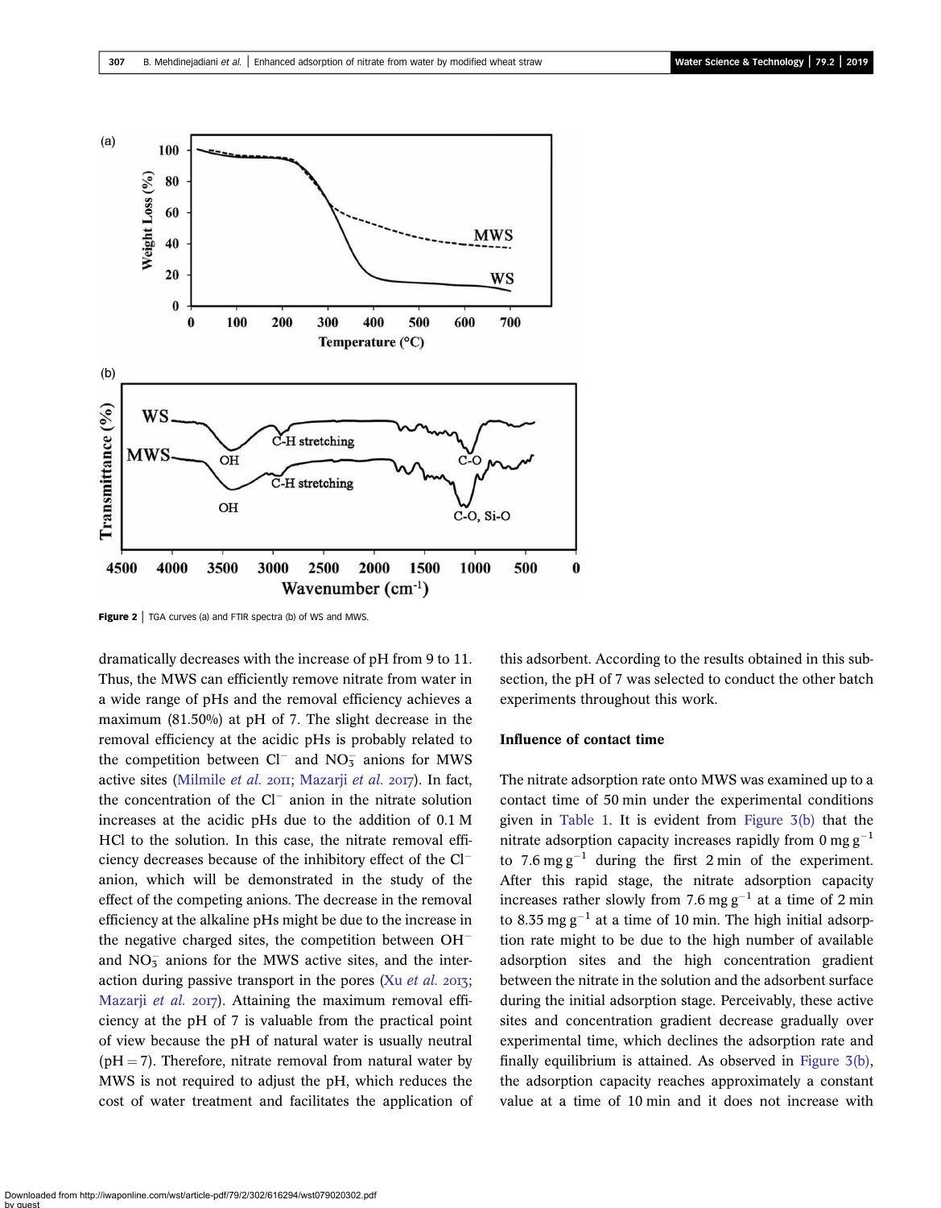Figure 2 | TGA curves (a) and FTIR spectra (b) of WS and MWS.

dramatically decreases with the increase of pH from 9 to 11. Thus, the MWS can efficiently remove nitrate from water in a wide range of pHs and the removal efficiency achieves a maximum (81.50%) at pH of 7. The slight decrease in the removal efficiency at the acidic pHs is probably related to the competition between $Cl^-$ and $NO_3^-$ anions for MWS active sites (Milmile *et al.* 2011; Mazarji *et al.* 2017). In fact, the concentration of the $Cl^-$ anion in the nitrate solution increases at the acidic pHs due to the addition of 0.1 M HCl to the solution. In this case, the nitrate removal efficiency decreases because of the inhibitory effect of the $Cl^-$ anion, which will be demonstrated in the study of the effect of the competing anions. The decrease in the removal efficiency at the alkaline pHs might be due to the increase in the negative charged sites, the competition between $OH^-$ and $NO_3^-$ anions for the MWS active sites, and the interaction during passive transport in the pores (Xu *et al.* 2013; Mazarji *et al.* 2017). Attaining the maximum removal efficiency at the pH of 7 is valuable from the practical point of view because the pH of natural water is usually neutral (pH = 7). Therefore, nitrate removal from natural water by MWS is not required to adjust the pH, which reduces the cost of water treatment and facilitates the application of this adsorbent. According to the results obtained in this subsection, the pH of 7 was selected to conduct the other batch experiments throughout this work.

### Influence of contact time

The nitrate adsorption rate onto MWS was examined up to a contact time of 50 min under the experimental conditions given in Table 1. It is evident from Figure 3(b) that the nitrate adsorption capacity increases rapidly from 0 mg $g^{-1}$ to 7.6 mg $g^{-1}$ during the first 2 min of the experiment. After this rapid stage, the nitrate adsorption capacity increases rather slowly from 7.6 mg $g^{-1}$ at a time of 2 min to 8.35 mg $g^{-1}$ at a time of 10 min. The high initial adsorption rate might to be due to the high number of available adsorption sites and the high concentration gradient between the nitrate in the solution and the adsorbent surface during the initial adsorption stage. Perceivably, these active sites and concentration gradient decrease gradually over experimental time, which declines the adsorption rate and finally equilibrium is attained. As observed in Figure 3(b), the adsorption capacity reaches approximately a constant value at a time of 10 min and it does not increase with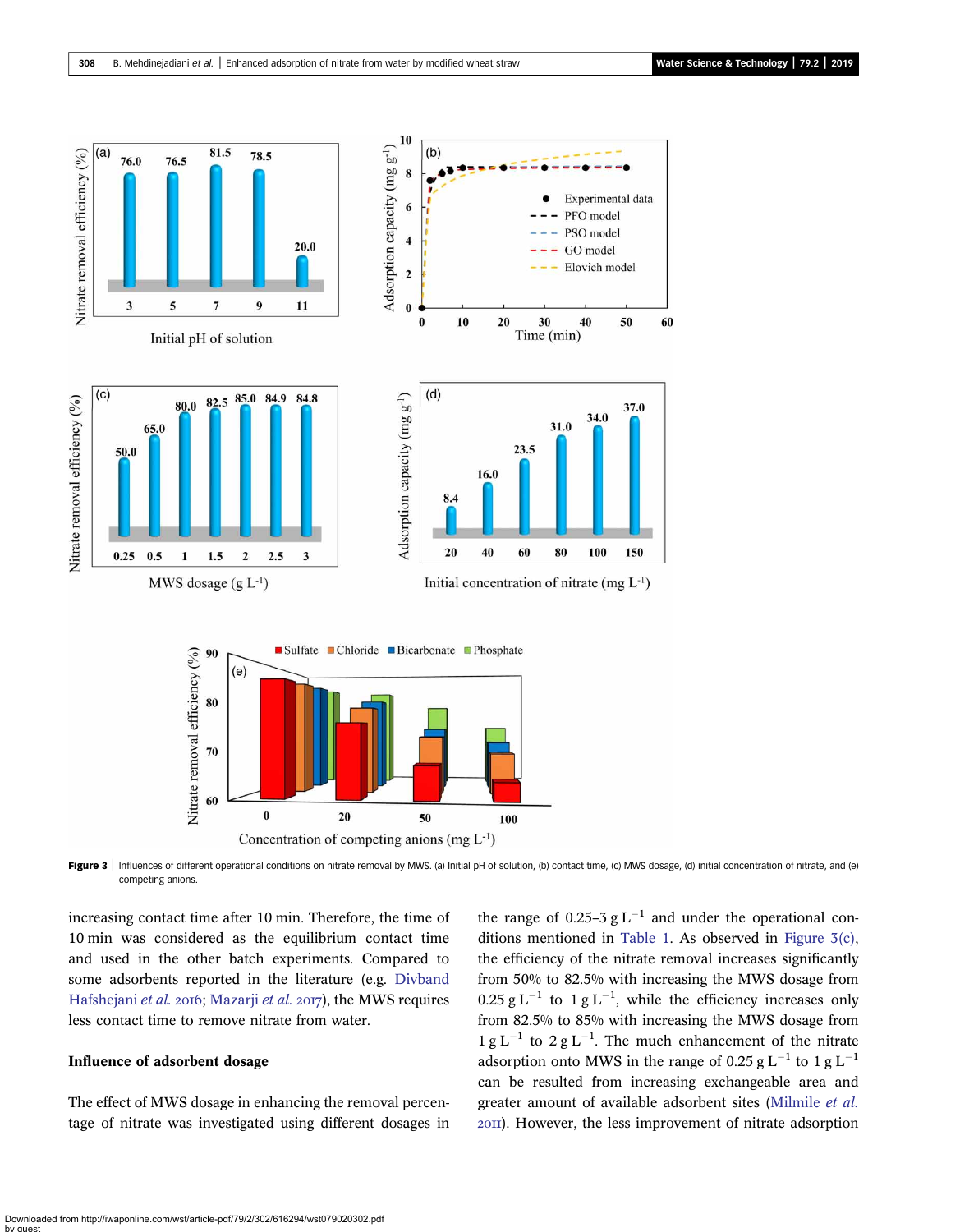Figure 3 | Influences of different operational conditions on nitrate removal by MWS. (a) Initial pH of solution, (b) contact time, (c) MWS dosage, (d) initial concentration of nitrate, and (e) competing anions.

increasing contact time after 10 min. Therefore, the time of 10 min was considered as the equilibrium contact time and used in the other batch experiments. Compared to some adsorbents reported in the literature (e.g. Divband Hafshejani *et al.* 2016; Mazarji *et al.* 2017), the MWS requires less contact time to remove nitrate from water.

### Influence of adsorbent dosage

The effect of MWS dosage in enhancing the removal percentage of nitrate was investigated using different dosages in the range of 0.25–3 g $L^{-1}$ and under the operational conditions mentioned in Table 1. As observed in Figure 3(c), the efficiency of the nitrate removal increases significantly from 50% to 82.5% with increasing the MWS dosage from 0.25 g $L^{-1}$ to 1 g $L^{-1}$, while the efficiency increases only from 82.5% to 85% with increasing the MWS dosage from 1 g $L^{-1}$ to 2 g $L^{-1}$. The much enhancement of the nitrate adsorption onto MWS in the range of 0.25 g $L^{-1}$ to 1 g $L^{-1}$ can be resulted from increasing exchangeable area and greater amount of available adsorbent sites (Milmile *et al.* 2011). However, the less improvement of nitrate adsorption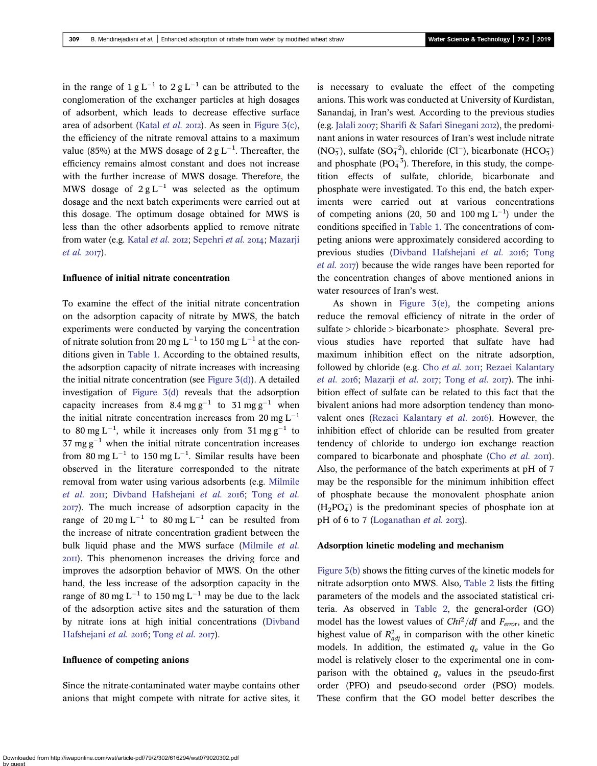in the range of $1\ g\ L^{-1}$ to $2\ g\ L^{-1}$ can be attributed to the conglomeration of the exchanger particles at high dosages of adsorbent, which leads to decrease effective surface area of adsorbent (Katal *et al.* 2012). As seen in Figure 3(c), the efficiency of the nitrate removal attains to a maximum value (85%) at the MWS dosage of $2\ g\ L^{-1}$. Thereafter, the efficiency remains almost constant and does not increase with the further increase of MWS dosage. Therefore, the MWS dosage of $2\ g\ L^{-1}$ was selected as the optimum dosage and the next batch experiments were carried out at this dosage. The optimum dosage obtained for MWS is less than the other adsorbents applied to remove nitrate from water (e.g. Katal *et al.* 2012; Sepehri *et al.* 2014; Mazarji *et al.* 2017).

### Influence of initial nitrate concentration

To examine the effect of the initial nitrate concentration on the adsorption capacity of nitrate by MWS, the batch experiments were conducted by varying the concentration of nitrate solution from $20\ mg\ L^{-1}$ to $150\ mg\ L^{-1}$ at the conditions given in Table 1. According to the obtained results, the adsorption capacity of nitrate increases with increasing the initial nitrate concentration (see Figure 3(d)). A detailed investigation of Figure 3(d) reveals that the adsorption capacity increases from $8.4\ mg\ g^{-1}$ to $31\ mg\ g^{-1}$ when the initial nitrate concentration increases from $20\ mg\ L^{-1}$ to $80\ mg\ L^{-1}$, while it increases only from $31\ mg\ g^{-1}$ to $37\ mg\ g^{-1}$ when the initial nitrate concentration increases from $80\ mg\ L^{-1}$ to $150\ mg\ L^{-1}$. Similar results have been observed in the literature corresponded to the nitrate removal from water using various adsorbents (e.g. Milmile *et al.* 2011; Divband Hafshejani *et al.* 2016; Tong *et al.* 2017). The much increase of adsorption capacity in the range of $20\ mg\ L^{-1}$ to $80\ mg\ L^{-1}$ can be resulted from the increase of nitrate concentration gradient between the bulk liquid phase and the MWS surface (Milmile *et al.* 2011). This phenomenon increases the driving force and improves the adsorption behavior of MWS. On the other hand, the less increase of the adsorption capacity in the range of $80\ mg\ L^{-1}$ to $150\ mg\ L^{-1}$ may be due to the lack of the adsorption active sites and the saturation of them by nitrate ions at high initial concentrations (Divband Hafshejani *et al.* 2016; Tong *et al.* 2017).

### Influence of competing anions

Since the nitrate-contaminated water maybe contains other anions that might compete with nitrate for active sites, it is necessary to evaluate the effect of the competing anions. This work was conducted at University of Kurdistan, Sanandaj, in Iran's west. According to the previous studies (e.g. Jalali 2007; Sharifi & Safari Sinegani 2012), the predominant anions in water resources of Iran's west include nitrate ($NO_3^-$), sulfate ($SO_4^{-2}$), chloride ($Cl^-$), bicarbonate ($HCO_3^-$) and phosphate ($PO_4^{-3}$). Therefore, in this study, the competition effects of sulfate, chloride, bicarbonate and phosphate were investigated. To this end, the batch experiments were carried out at various concentrations of competing anions (20, 50 and $100\ mg\ L^{-1}$) under the conditions specified in Table 1. The concentrations of competing anions were approximately considered according to previous studies (Divband Hafshejani *et al.* 2016; Tong *et al.* 2017) because the wide ranges have been reported for the concentration changes of above mentioned anions in water resources of Iran's west.

As shown in Figure 3(e), the competing anions reduce the removal efficiency of nitrate in the order of sulfate > chloride > bicarbonate> phosphate. Several previous studies have reported that sulfate have had maximum inhibition effect on the nitrate adsorption, followed by chloride (e.g. Cho *et al.* 2011; Rezaei Kalantary *et al.* 2016; Mazarji *et al.* 2017; Tong *et al.* 2017). The inhibition effect of sulfate can be related to this fact that the bivalent anions had more adsorption tendency than monovalent ones (Rezaei Kalantary *et al.* 2016). However, the inhibition effect of chloride can be resulted from greater tendency of chloride to undergo ion exchange reaction compared to bicarbonate and phosphate (Cho *et al.* 2011). Also, the performance of the batch experiments at pH of 7 may be the responsible for the minimum inhibition effect of phosphate because the monovalent phosphate anion ($H_2PO_4^-$) is the predominant species of phosphate ion at pH of 6 to 7 (Loganathan *et al.* 2013).

### Adsorption kinetic modeling and mechanism

Figure 3(b) shows the fitting curves of the kinetic models for nitrate adsorption onto MWS. Also, Table 2 lists the fitting parameters of the models and the associated statistical criteria. As observed in Table 2, the general-order (GO) model has the lowest values of $Chi^2/df$ and $F_{error}$, and the highest value of $R^2_{adj}$ in comparison with the other kinetic models. In addition, the estimated $q_e$ value in the Go model is relatively closer to the experimental one in comparison with the obtained $q_e$ values in the pseudo-first order (PFO) and pseudo-second order (PSO) models. These confirm that the GO model better describes the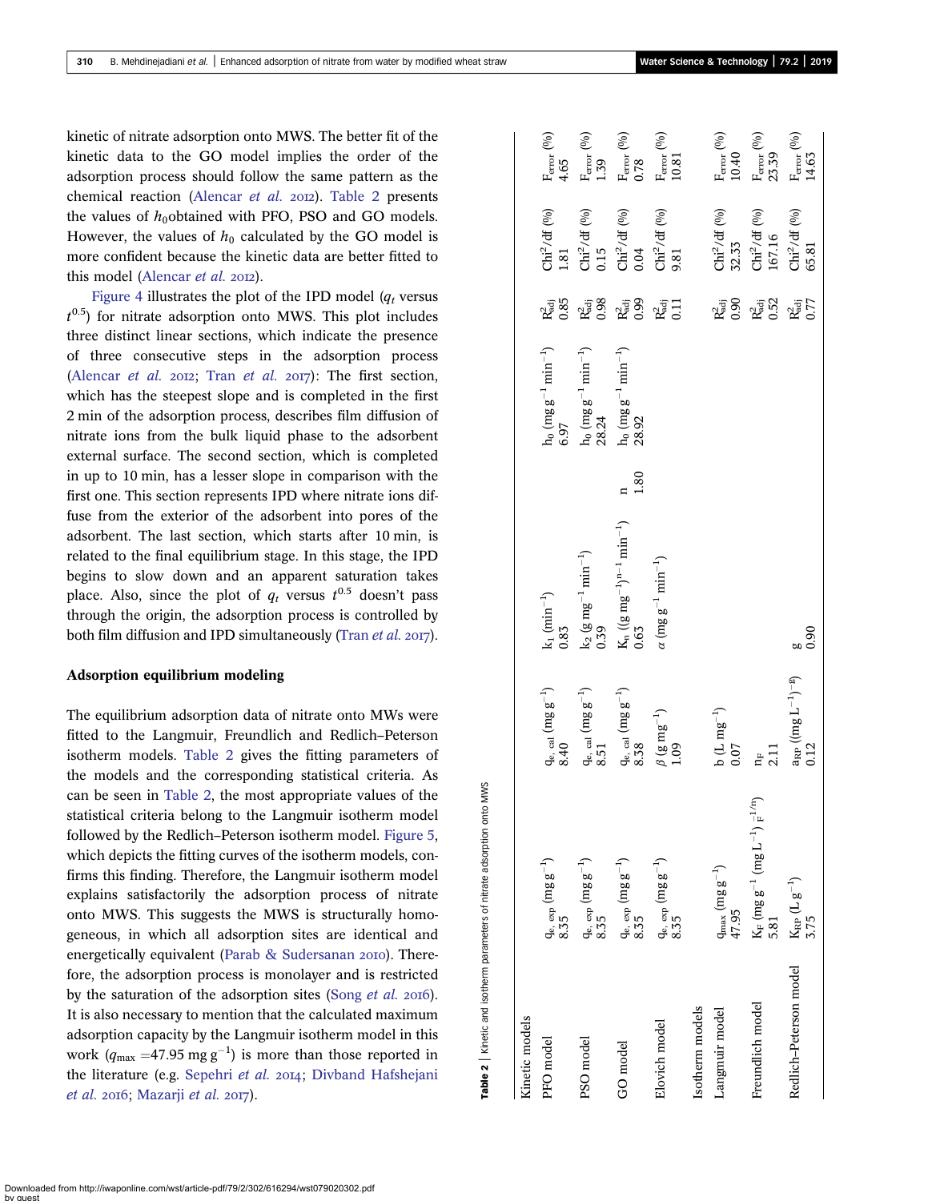kinetic of nitrate adsorption onto MWS. The better fit of the kinetic data to the GO model implies the order of the adsorption process should follow the same pattern as the chemical reaction (Alencar *et al.* 2012). Table 2 presents the values of $h_0$ obtained with PFO, PSO and GO models. However, the values of $h_0$ calculated by the GO model is more confident because the kinetic data are better fitted to this model (Alencar *et al.* 2012).

Figure 4 illustrates the plot of the IPD model ($q_t$ versus $t^{0.5}$) for nitrate adsorption onto MWS. This plot includes three distinct linear sections, which indicate the presence of three consecutive steps in the adsorption process (Alencar *et al.* 2012; Tran *et al.* 2017): The first section, which has the steepest slope and is completed in the first 2 min of the adsorption process, describes film diffusion of nitrate ions from the bulk liquid phase to the adsorbent external surface. The second section, which is completed in up to 10 min, has a lesser slope in comparison with the first one. This section represents IPD where nitrate ions diffuse from the exterior of the adsorbent into pores of the adsorbent. The last section, which starts after 10 min, is related to the final equilibrium stage. In this stage, the IPD begins to slow down and an apparent saturation takes place. Also, since the plot of $q_t$ versus $t^{0.5}$ doesn't pass through the origin, the adsorption process is controlled by both film diffusion and IPD simultaneously (Tran *et al.* 2017).

### Adsorption equilibrium modeling

The equilibrium adsorption data of nitrate onto MWs were fitted to the Langmuir, Freundlich and Redlich–Peterson isotherm models. Table 2 gives the fitting parameters of the models and the corresponding statistical criteria. As can be seen in Table 2, the most appropriate values of the statistical criteria belong to the Langmuir isotherm model followed by the Redlich–Peterson isotherm model. Figure 5, which depicts the fitting curves of the isotherm models, confirms this finding. Therefore, the Langmuir isotherm model explains satisfactorily the adsorption process of nitrate onto MWS. This suggests the MWS is structurally homogeneous, in which all adsorption sites are identical and energetically equivalent (Parab & Sudersanan 2010). Therefore, the adsorption process is monolayer and is restricted by the saturation of the adsorption sites (Song *et al.* 2016). It is also necessary to mention that the calculated maximum adsorption capacity by the Langmuir isotherm model in this work ($q_{max}$ = 47.95 mg g$^{-1}$) is more than those reported in the literature (e.g. Sepehri *et al.* 2014; Divband Hafshejani *et al.* 2016; Mazarji *et al.* 2017).

**Table 2** | Kinetic and isotherm parameters of nitrate adsorption onto MWS

| Kinetic models | | | | | | | | |
|---|---|---|---|---|---|---|---|---|
| PFO model | $q_{e,\,exp}$ (mg g$^{-1}$) 8.35 | $q_{e,\,cal}$ (mg g$^{-1}$) 8.40 | $k_1$ (min$^{-1}$) 0.83 | | $h_0$ (mg g$^{-1}$ min$^{-1}$) 6.97 | $R^2_{adj}$ 0.85 | Chi$^2$/df (%) 1.81 | $F_{error}$ (%) 4.65 |
| PSO model | $q_{e,\,exp}$ (mg g$^{-1}$) 8.35 | $q_{e,\,cal}$ (mg g$^{-1}$) 8.51 | $k_2$ (g mg$^{-1}$ min$^{-1}$) 0.39 | | $h_0$ (mg g$^{-1}$ min$^{-1}$) 28.24 | $R^2_{adj}$ 0.98 | Chi$^2$/df (%) 0.15 | $F_{error}$ (%) 1.39 |
| GO model | $q_{e,\,exp}$ (mg g$^{-1}$) 8.35 | $q_{e,\,cal}$ (mg g$^{-1}$) 8.38 | $K_n$ ((g mg$^{-1}$)$^{n-1}$ min$^{-1}$) 0.63 | n 1.80 | $h_0$ (mg g$^{-1}$ min$^{-1}$) 28.92 | $R^2_{adj}$ 0.99 | Chi$^2$/df (%) 0.04 | $F_{error}$ (%) 0.78 |
| Elovich model | $q_{e,\,exp}$ (mg g$^{-1}$) 8.35 | $\beta$ (g mg$^{-1}$) 1.09 | $\alpha$ (mg g$^{-1}$ min$^{-1}$) | | | $R^2_{adj}$ 0.11 | Chi$^2$/df (%) 9.81 | $F_{error}$ (%) 10.81 |
| **Isotherm models** | | | | | | | | |
| Langmuir model | $q_{max}$ (mg g$^{-1}$) 47.95 | b (L mg$^{-1}$) 0.07 | | | | $R^2_{adj}$ 0.90 | Chi$^2$/df (%) 32.33 | $F_{error}$ (%) 10.40 |
| Freundlich model | $K_F$ (mg g$^{-1}$ (mg L$^{-1}$)$_F^{-1/n}$) 5.81 | $n_F$ 2.11 | | | | $R^2_{adj}$ 0.52 | Chi$^2$/df (%) 167.16 | $F_{error}$ (%) 23.39 |
| Redlich–Peterson model | $K_{RP}$ (L g$^{-1}$) 3.75 | $a_{RP}$ ((mg L$^{-1}$)$^{-g}$) 0.12 | g 0.90 | | | $R^2_{adj}$ 0.77 | Chi$^2$/df (%) 65.81 | $F_{error}$ (%) 14.63 |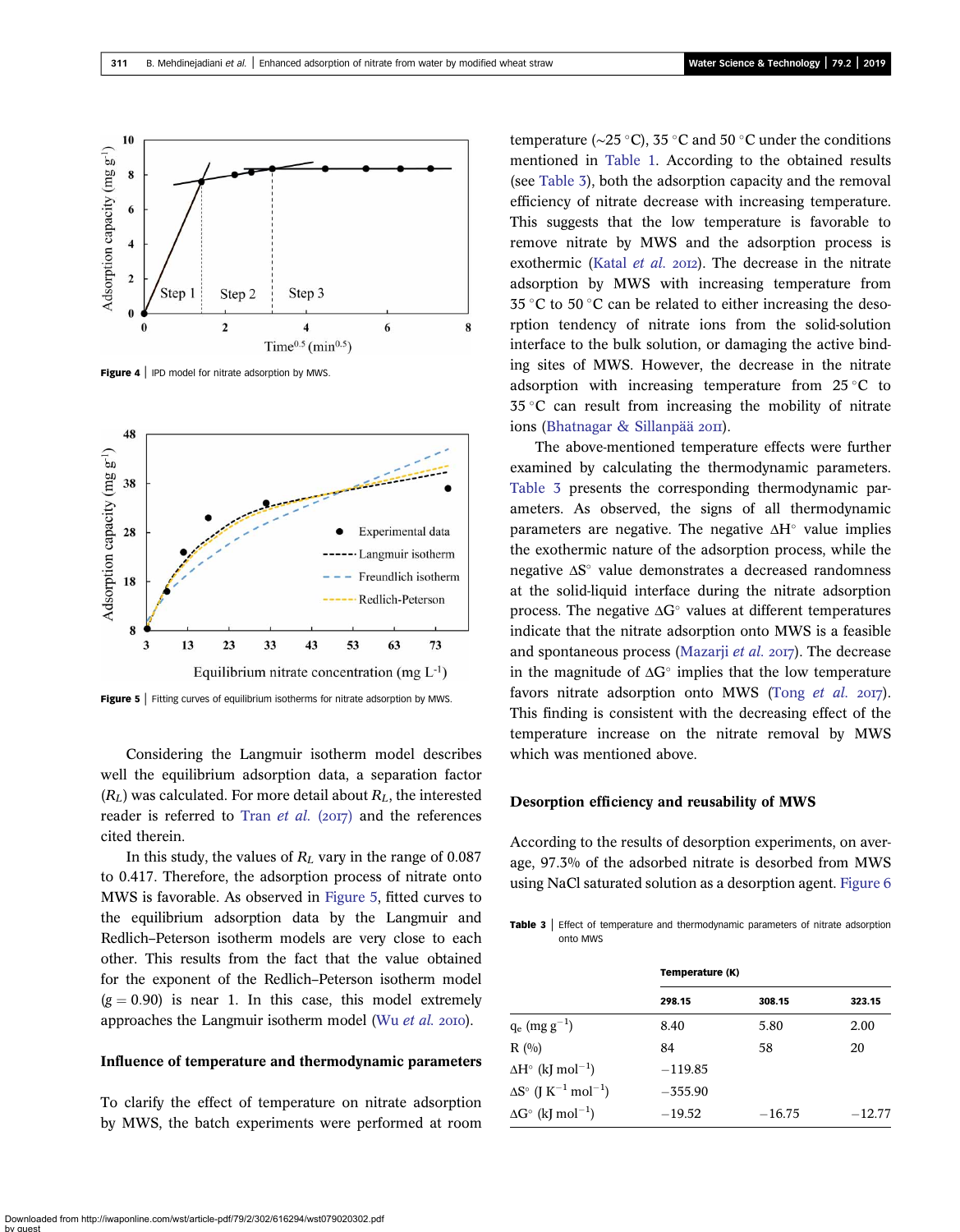Figure 4 | IPD model for nitrate adsorption by MWS.

Figure 5 | Fitting curves of equilibrium isotherms for nitrate adsorption by MWS.

Considering the Langmuir isotherm model describes well the equilibrium adsorption data, a separation factor ($R_L$) was calculated. For more detail about $R_L$, the interested reader is referred to Tran *et al.* (2017) and the references cited therein.

In this study, the values of $R_L$ vary in the range of 0.087 to 0.417. Therefore, the adsorption process of nitrate onto MWS is favorable. As observed in Figure 5, fitted curves to the equilibrium adsorption data by the Langmuir and Redlich–Peterson isotherm models are very close to each other. This results from the fact that the value obtained for the exponent of the Redlich–Peterson isotherm model ($g = 0.90$) is near 1. In this case, this model extremely approaches the Langmuir isotherm model (Wu *et al.* 2010).

## Influence of temperature and thermodynamic parameters

To clarify the effect of temperature on nitrate adsorption by MWS, the batch experiments were performed at room temperature (~25 °C), 35 °C and 50 °C under the conditions mentioned in Table 1. According to the obtained results (see Table 3), both the adsorption capacity and the removal efficiency of nitrate decrease with increasing temperature. This suggests that the low temperature is favorable to remove nitrate by MWS and the adsorption process is exothermic (Katal *et al.* 2012). The decrease in the nitrate adsorption by MWS with increasing temperature from 35 °C to 50 °C can be related to either increasing the desorption tendency of nitrate ions from the solid-solution interface to the bulk solution, or damaging the active binding sites of MWS. However, the decrease in the nitrate adsorption with increasing temperature from 25 °C to 35 °C can result from increasing the mobility of nitrate ions (Bhatnagar & Sillanpää 2011).

The above-mentioned temperature effects were further examined by calculating the thermodynamic parameters. Table 3 presents the corresponding thermodynamic parameters. As observed, the signs of all thermodynamic parameters are negative. The negative $\Delta H^\circ$ value implies the exothermic nature of the adsorption process, while the negative $\Delta S^\circ$ value demonstrates a decreased randomness at the solid-liquid interface during the nitrate adsorption process. The negative $\Delta G^\circ$ values at different temperatures indicate that the nitrate adsorption onto MWS is a feasible and spontaneous process (Mazarji *et al.* 2017). The decrease in the magnitude of $\Delta G^\circ$ implies that the low temperature favors nitrate adsorption onto MWS (Tong *et al.* 2017). This finding is consistent with the decreasing effect of the temperature increase on the nitrate removal by MWS which was mentioned above.

## Desorption efficiency and reusability of MWS

According to the results of desorption experiments, on average, 97.3% of the adsorbed nitrate is desorbed from MWS using NaCl saturated solution as a desorption agent. Figure 6

Table 3 | Effect of temperature and thermodynamic parameters of nitrate adsorption onto MWS

| | Temperature (K) | | |
|---|---|---|---|
| | 298.15 | 308.15 | 323.15 |
| $q_e$ (mg g$^{-1}$) | 8.40 | 5.80 | 2.00 |
| R (%) | 84 | 58 | 20 |
| $\Delta H^\circ$ (kJ mol$^{-1}$) | −119.85 | | |
| $\Delta S^\circ$ (J K$^{-1}$ mol$^{-1}$) | −355.90 | | |
| $\Delta G^\circ$ (kJ mol$^{-1}$) | −19.52 | −16.75 | −12.77 |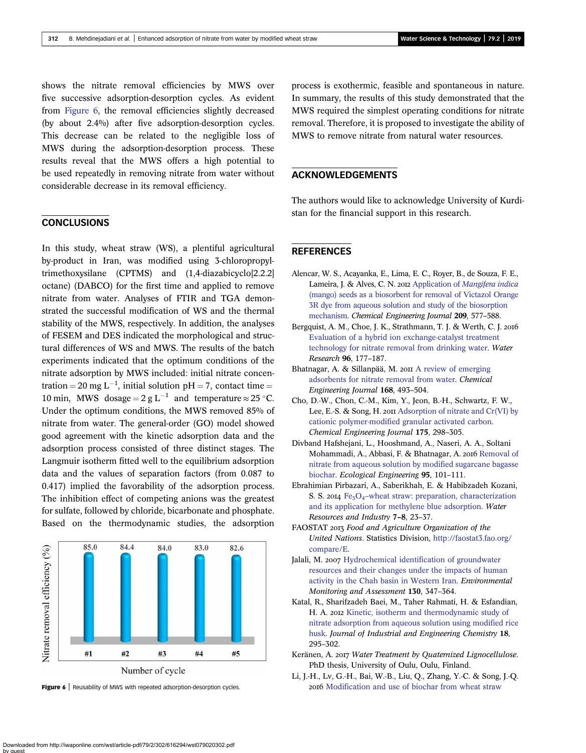shows the nitrate removal efficiencies by MWS over five successive adsorption-desorption cycles. As evident from Figure 6, the removal efficiencies slightly decreased (by about 2.4%) after five adsorption-desorption cycles. This decrease can be related to the negligible loss of MWS during the adsorption-desorption process. These results reveal that the MWS offers a high potential to be used repeatedly in removing nitrate from water without considerable decrease in its removal efficiency.

## CONCLUSIONS

In this study, wheat straw (WS), a plentiful agricultural by-product in Iran, was modified using 3-chloropropyltrimethoxysilane (CPTMS) and (1,4-diazabicyclo[2.2.2] octane) (DABCO) for the first time and applied to remove nitrate from water. Analyses of FTIR and TGA demonstrated the successful modification of WS and the thermal stability of the MWS, respectively. In addition, the analyses of FESEM and DES indicated the morphological and structural differences of WS and MWS. The results of the batch experiments indicated that the optimum conditions of the nitrate adsorption by MWS included: initial nitrate concentration = 20 mg $L^{-1}$, initial solution pH = 7, contact time = 10 min, MWS dosage = 2 g $L^{-1}$ and temperature ≈ 25 °C. Under the optimum conditions, the MWS removed 85% of nitrate from water. The general-order (GO) model showed good agreement with the kinetic adsorption data and the adsorption process consisted of three distinct stages. The Langmuir isotherm fitted well to the equilibrium adsorption data and the values of separation factors (from 0.087 to 0.417) implied the favorability of the adsorption process. The inhibition effect of competing anions was the greatest for sulfate, followed by chloride, bicarbonate and phosphate. Based on the thermodynamic studies, the adsorption process is exothermic, feasible and spontaneous in nature. In summary, the results of this study demonstrated that the MWS required the simplest operating conditions for nitrate removal. Therefore, it is proposed to investigate the ability of MWS to remove nitrate from natural water resources.

| Number of cycle | #1 | #2 | #3 | #4 | #5 |
|---|---|---|---|---|---|
| Nitrate removal efficiency (%) | 85.0 | 84.4 | 84.0 | 83.0 | 82.6 |

**Figure 6** | Reusability of MWS with repeated adsorption-desorption cycles.

## ACKNOWLEDGEMENTS

The authors would like to acknowledge University of Kurdistan for the financial support in this research.

## REFERENCES

Alencar, W. S., Acayanka, E., Lima, E. C., Royer, B., de Souza, F. E., Lameira, J. & Alves, C. N. 2012 Application of *Mangifera indica* (mango) seeds as a biosorbent for removal of Victazol Orange 3R dye from aqueous solution and study of the biosorption mechanism. *Chemical Engineering Journal* **209**, 577–588.

Bergquist, A. M., Choe, J. K., Strathmann, T. J. & Werth, C. J. 2016 Evaluation of a hybrid ion exchange-catalyst treatment technology for nitrate removal from drinking water. *Water Research* **96**, 177–187.

Bhatnagar, A. & Sillanpää, M. 2011 A review of emerging adsorbents for nitrate removal from water. *Chemical Engineering Journal* **168**, 493–504.

Cho, D.-W., Chon, C.-M., Kim, Y., Jeon, B.-H., Schwartz, F. W., Lee, E.-S. & Song, H. 2011 Adsorption of nitrate and Cr(VI) by cationic polymer-modified granular activated carbon. *Chemical Engineering Journal* **175**, 298–305.

Divband Hafshejani, L., Hooshmand, A., Naseri, A. A., Soltani Mohammadi, A., Abbasi, F. & Bhatnagar, A. 2016 Removal of nitrate from aqueous solution by modified sugarcane bagasse biochar. *Ecological Engineering* **95**, 101–111.

Ebrahimian Pirbazari, A., Saberikhah, E. & Habibzadeh Kozani, S. S. 2014 $Fe_3O_4$–wheat straw: preparation, characterization and its application for methylene blue adsorption. *Water Resources and Industry* **7–8**, 23–37.

FAOSTAT 2013 *Food and Agriculture Organization of the United Nations*. Statistics Division, http://faostat3.fao.org/compare/E.

Jalali, M. 2007 Hydrochemical identification of groundwater resources and their changes under the impacts of human activity in the Chah basin in Western Iran. *Environmental Monitoring and Assessment* **130**, 347–364.

Katal, R., Sharifzadeh Baei, M., Taher Rahmati, H. & Esfandian, H. A. 2012 Kinetic, isotherm and thermodynamic study of nitrate adsorption from aqueous solution using modified rice husk. *Journal of Industrial and Engineering Chemistry* **18**, 295–302.

Keränen, A. 2017 *Water Treatment by Quaternized Lignocellulose*. PhD thesis, University of Oulu, Oulu, Finland.

Li, J.-H., Lv, G.-H., Bai, W.-B., Liu, Q., Zhang, Y.-C. & Song, J.-Q. 2016 Modification and use of biochar from wheat straw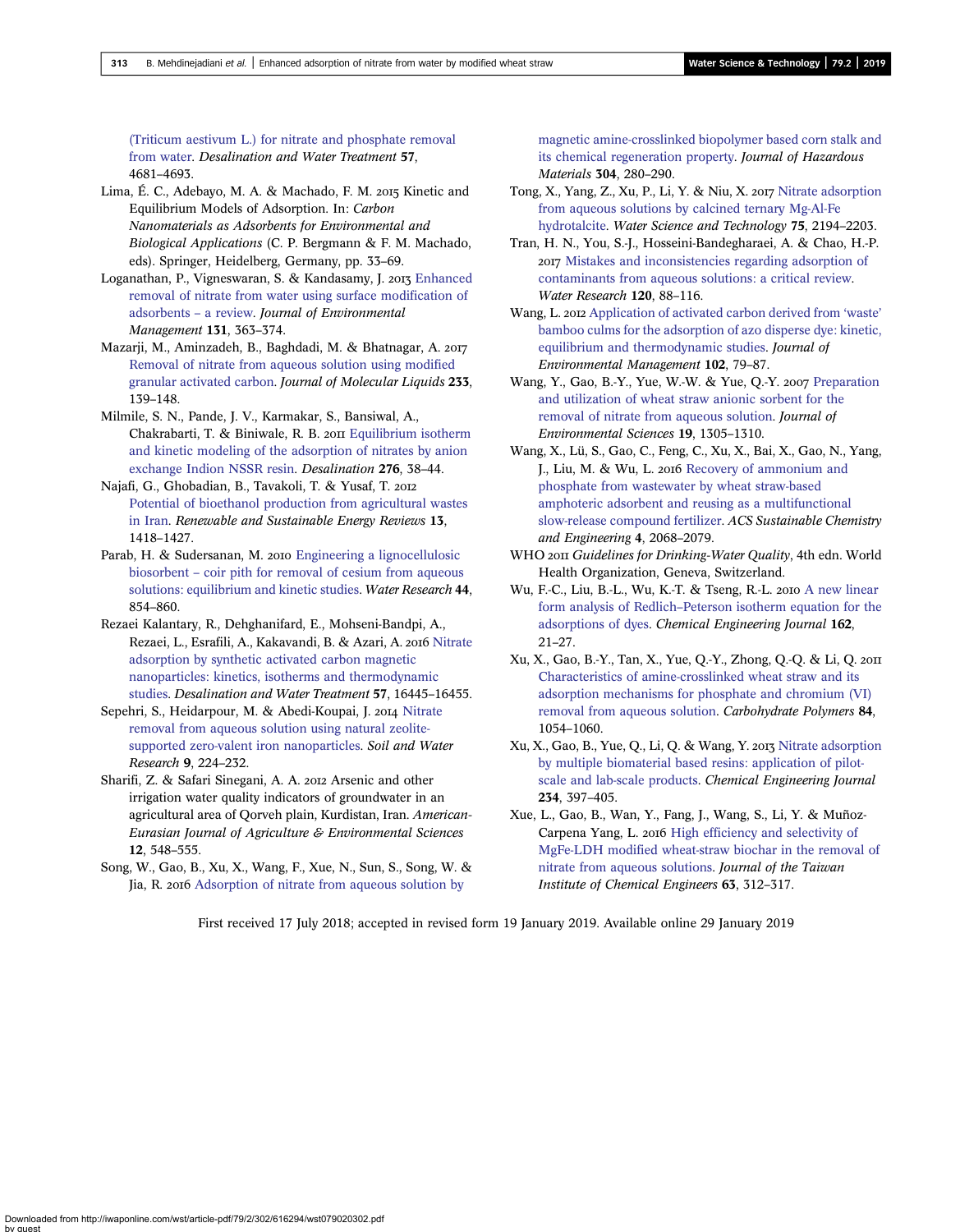(Triticum aestivum L.) for nitrate and phosphate removal from water. *Desalination and Water Treatment* **57**, 4681–4693.

Lima, É. C., Adebayo, M. A. & Machado, F. M. 2015 Kinetic and Equilibrium Models of Adsorption. In: *Carbon Nanomaterials as Adsorbents for Environmental and Biological Applications* (C. P. Bergmann & F. M. Machado, eds). Springer, Heidelberg, Germany, pp. 33–69.

Loganathan, P., Vigneswaran, S. & Kandasamy, J. 2013 Enhanced removal of nitrate from water using surface modification of adsorbents – a review. *Journal of Environmental Management* **131**, 363–374.

Mazarji, M., Aminzadeh, B., Baghdadi, M. & Bhatnagar, A. 2017 Removal of nitrate from aqueous solution using modified granular activated carbon. *Journal of Molecular Liquids* **233**, 139–148.

Milmile, S. N., Pande, J. V., Karmakar, S., Bansiwal, A., Chakrabarti, T. & Biniwale, R. B. 2011 Equilibrium isotherm and kinetic modeling of the adsorption of nitrates by anion exchange Indion NSSR resin. *Desalination* **276**, 38–44.

Najafi, G., Ghobadian, B., Tavakoli, T. & Yusaf, T. 2012 Potential of bioethanol production from agricultural wastes in Iran. *Renewable and Sustainable Energy Reviews* **13**, 1418–1427.

Parab, H. & Sudersanan, M. 2010 Engineering a lignocellulosic biosorbent – coir pith for removal of cesium from aqueous solutions: equilibrium and kinetic studies. *Water Research* **44**, 854–860.

Rezaei Kalantary, R., Dehghanifard, E., Mohseni-Bandpi, A., Rezaei, L., Esrafili, A., Kakavandi, B. & Azari, A. 2016 Nitrate adsorption by synthetic activated carbon magnetic nanoparticles: kinetics, isotherms and thermodynamic studies. *Desalination and Water Treatment* **57**, 16445–16455.

Sepehri, S., Heidarpour, M. & Abedi-Koupai, J. 2014 Nitrate removal from aqueous solution using natural zeolite-supported zero-valent iron nanoparticles. *Soil and Water Research* **9**, 224–232.

Sharifi, Z. & Safari Sinegani, A. A. 2012 Arsenic and other irrigation water quality indicators of groundwater in an agricultural area of Qorveh plain, Kurdistan, Iran. *American-Eurasian Journal of Agriculture & Environmental Sciences* **12**, 548–555.

Song, W., Gao, B., Xu, X., Wang, F., Xue, N., Sun, S., Song, W. & Jia, R. 2016 Adsorption of nitrate from aqueous solution by magnetic amine-crosslinked biopolymer based corn stalk and its chemical regeneration property. *Journal of Hazardous Materials* **304**, 280–290.

Tong, X., Yang, Z., Xu, P., Li, Y. & Niu, X. 2017 Nitrate adsorption from aqueous solutions by calcined ternary Mg-Al-Fe hydrotalcite. *Water Science and Technology* **75**, 2194–2203.

Tran, H. N., You, S.-J., Hosseini-Bandegharaei, A. & Chao, H.-P. 2017 Mistakes and inconsistencies regarding adsorption of contaminants from aqueous solutions: a critical review. *Water Research* **120**, 88–116.

Wang, L. 2012 Application of activated carbon derived from 'waste' bamboo culms for the adsorption of azo disperse dye: kinetic, equilibrium and thermodynamic studies. *Journal of Environmental Management* **102**, 79–87.

Wang, Y., Gao, B.-Y., Yue, W.-W. & Yue, Q.-Y. 2007 Preparation and utilization of wheat straw anionic sorbent for the removal of nitrate from aqueous solution. *Journal of Environmental Sciences* **19**, 1305–1310.

Wang, X., Lü, S., Gao, C., Feng, C., Xu, X., Bai, X., Gao, N., Yang, J., Liu, M. & Wu, L. 2016 Recovery of ammonium and phosphate from wastewater by wheat straw-based amphoteric adsorbent and reusing as a multifunctional slow-release compound fertilizer. *ACS Sustainable Chemistry and Engineering* **4**, 2068–2079.

WHO 2011 *Guidelines for Drinking-Water Quality*, 4th edn. World Health Organization, Geneva, Switzerland.

Wu, F.-C., Liu, B.-L., Wu, K.-T. & Tseng, R.-L. 2010 A new linear form analysis of Redlich–Peterson isotherm equation for the adsorptions of dyes. *Chemical Engineering Journal* **162**, 21–27.

Xu, X., Gao, B.-Y., Tan, X., Yue, Q.-Y., Zhong, Q.-Q. & Li, Q. 2011 Characteristics of amine-crosslinked wheat straw and its adsorption mechanisms for phosphate and chromium (VI) removal from aqueous solution. *Carbohydrate Polymers* **84**, 1054–1060.

Xu, X., Gao, B., Yue, Q., Li, Q. & Wang, Y. 2013 Nitrate adsorption by multiple biomaterial based resins: application of pilot-scale and lab-scale products. *Chemical Engineering Journal* **234**, 397–405.

Xue, L., Gao, B., Wan, Y., Fang, J., Wang, S., Li, Y. & Muñoz-Carpena Yang, L. 2016 High efficiency and selectivity of MgFe-LDH modified wheat-straw biochar in the removal of nitrate from aqueous solutions. *Journal of the Taiwan Institute of Chemical Engineers* **63**, 312–317.

First received 17 July 2018; accepted in revised form 19 January 2019. Available online 29 January 2019